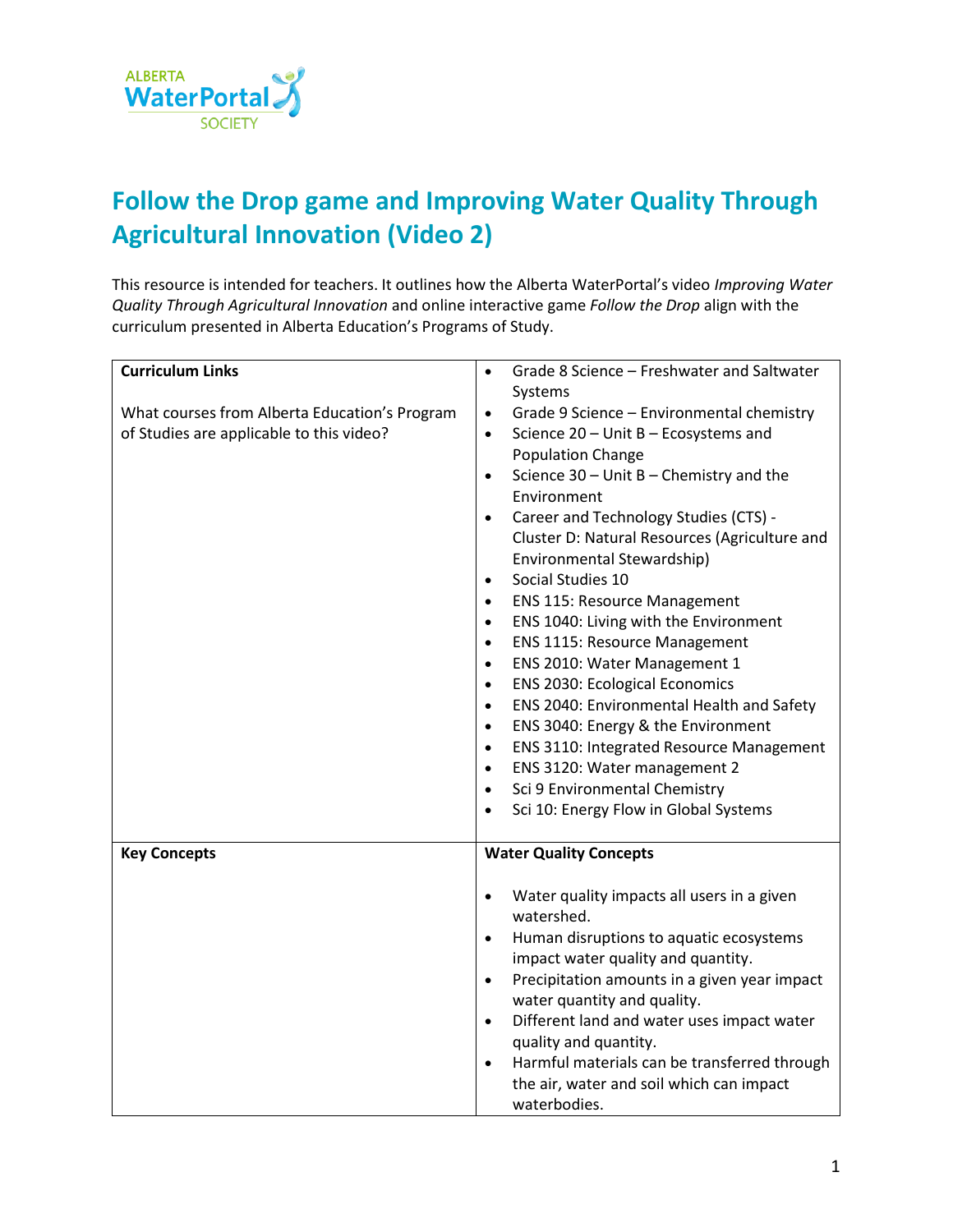# Follow the Drop game and Improving Water Quality Through Agricultural Innovation (Video 2)

This resource is intended for teachers. It outlines how the Alberta WaterPortal's video *Improving Water Quality Through Agricultural Innovation* and online interactive game *Follow the Drop* align with the curriculum presented in Alberta Education's Programs of Study.

| | |
|---|---|
| **Curriculum Links**<br><br>What courses from Alberta Education's Program of Studies are applicable to this video? | • Grade 8 Science – Freshwater and Saltwater Systems<br>• Grade 9 Science – Environmental chemistry<br>• Science 20 – Unit B – Ecosystems and Population Change<br>• Science 30 – Unit B – Chemistry and the Environment<br>• Career and Technology Studies (CTS) - Cluster D: Natural Resources (Agriculture and Environmental Stewardship)<br>• Social Studies 10<br>• ENS 115: Resource Management<br>• ENS 1040: Living with the Environment<br>• ENS 1115: Resource Management<br>• ENS 2010: Water Management 1<br>• ENS 2030: Ecological Economics<br>• ENS 2040: Environmental Health and Safety<br>• ENS 3040: Energy & the Environment<br>• ENS 3110: Integrated Resource Management<br>• ENS 3120: Water management 2<br>• Sci 9 Environmental Chemistry<br>• Sci 10: Energy Flow in Global Systems |
| **Key Concepts** | **Water Quality Concepts**<br><br>• Water quality impacts all users in a given watershed.<br>• Human disruptions to aquatic ecosystems impact water quality and quantity.<br>• Precipitation amounts in a given year impact water quantity and quality.<br>• Different land and water uses impact water quality and quantity.<br>• Harmful materials can be transferred through the air, water and soil which can impact waterbodies. |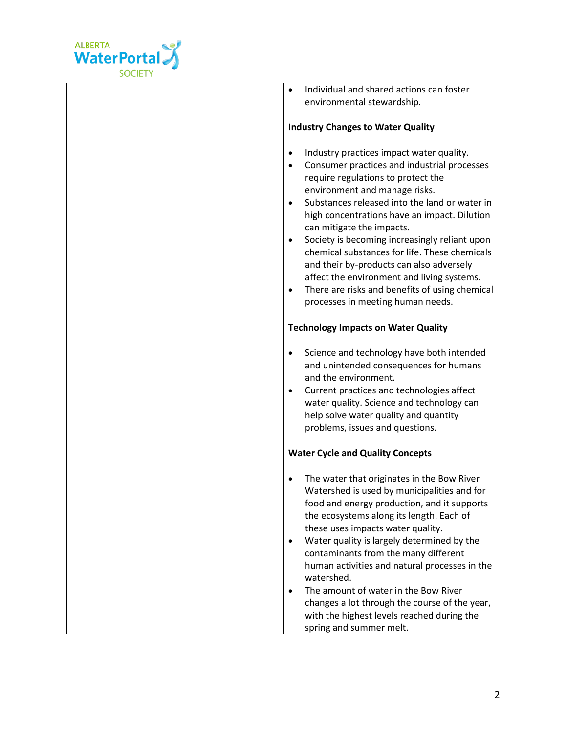| | |
|---|---|
| | • Individual and shared actions can foster environmental stewardship.<br><br>**Industry Changes to Water Quality**<br><br>• Industry practices impact water quality.<br>• Consumer practices and industrial processes require regulations to protect the environment and manage risks.<br>• Substances released into the land or water in high concentrations have an impact. Dilution can mitigate the impacts.<br>• Society is becoming increasingly reliant upon chemical substances for life. These chemicals and their by-products can also adversely affect the environment and living systems.<br>• There are risks and benefits of using chemical processes in meeting human needs.<br><br>**Technology Impacts on Water Quality**<br><br>• Science and technology have both intended and unintended consequences for humans and the environment.<br>• Current practices and technologies affect water quality. Science and technology can help solve water quality and quantity problems, issues and questions.<br><br>**Water Cycle and Quality Concepts**<br><br>• The water that originates in the Bow River Watershed is used by municipalities and for food and energy production, and it supports the ecosystems along its length. Each of these uses impacts water quality.<br>• Water quality is largely determined by the contaminants from the many different human activities and natural processes in the watershed.<br>• The amount of water in the Bow River changes a lot through the course of the year, with the highest levels reached during the spring and summer melt. |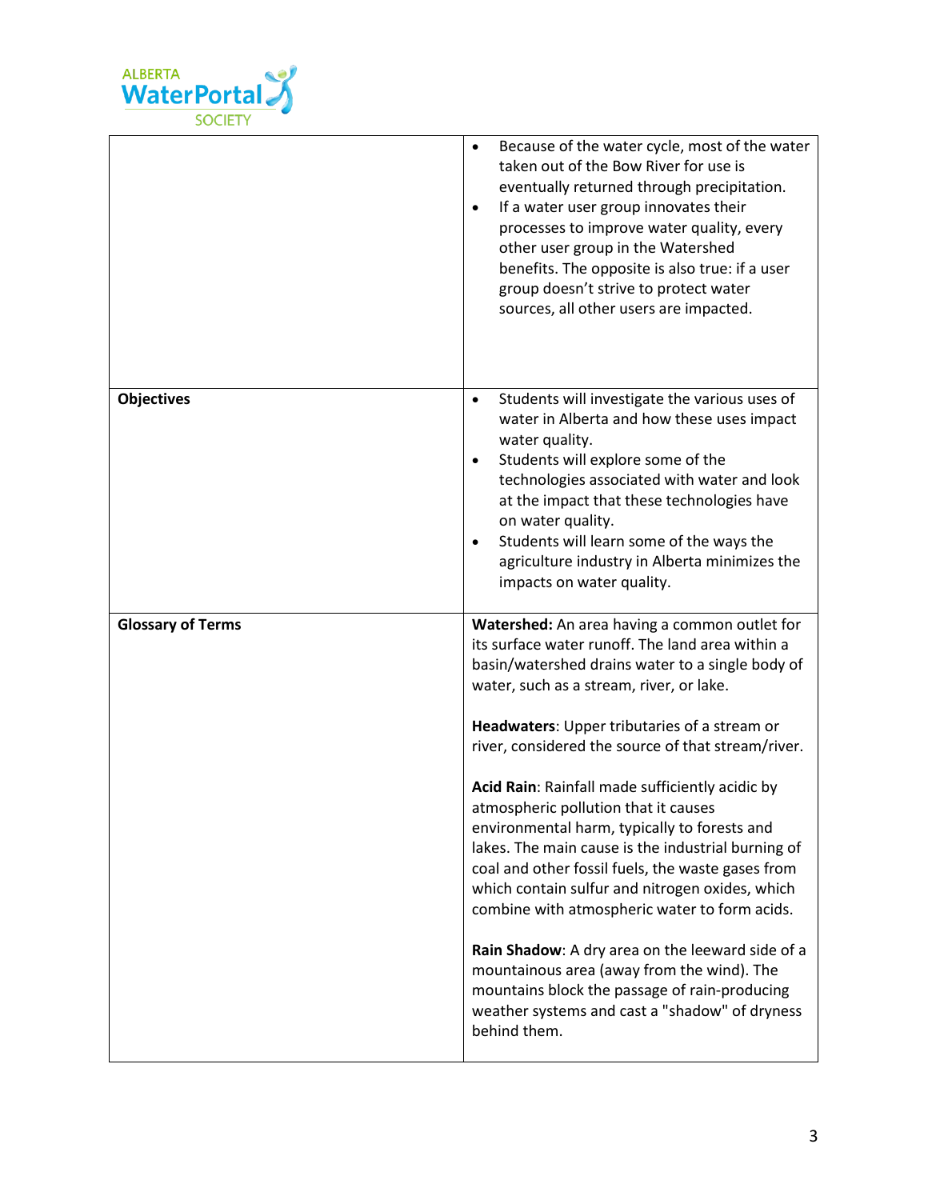| | |
|---|---|
| | • Because of the water cycle, most of the water taken out of the Bow River for use is eventually returned through precipitation.<br>• If a water user group innovates their processes to improve water quality, every other user group in the Watershed benefits. The opposite is also true: if a user group doesn't strive to protect water sources, all other users are impacted. |
| **Objectives** | • Students will investigate the various uses of water in Alberta and how these uses impact water quality.<br>• Students will explore some of the technologies associated with water and look at the impact that these technologies have on water quality.<br>• Students will learn some of the ways the agriculture industry in Alberta minimizes the impacts on water quality. |
| **Glossary of Terms** | **Watershed:** An area having a common outlet for its surface water runoff. The land area within a basin/watershed drains water to a single body of water, such as a stream, river, or lake.<br><br>**Headwaters**: Upper tributaries of a stream or river, considered the source of that stream/river.<br><br>**Acid Rain**: Rainfall made sufficiently acidic by atmospheric pollution that it causes environmental harm, typically to forests and lakes. The main cause is the industrial burning of coal and other fossil fuels, the waste gases from which contain sulfur and nitrogen oxides, which combine with atmospheric water to form acids.<br><br>**Rain Shadow**: A dry area on the leeward side of a mountainous area (away from the wind). The mountains block the passage of rain-producing weather systems and cast a "shadow" of dryness behind them. |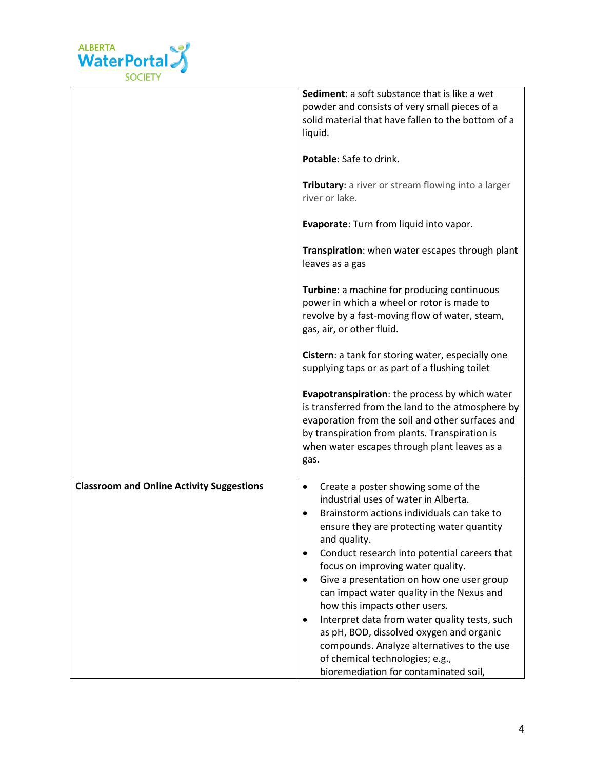| | |
|---|---|
| | **Sediment**: a soft substance that is like a wet powder and consists of very small pieces of a solid material that have fallen to the bottom of a liquid.<br><br>**Potable**: Safe to drink.<br><br>**Tributary**: a river or stream flowing into a larger river or lake.<br><br>**Evaporate**: Turn from liquid into vapor.<br><br>**Transpiration**: when water escapes through plant leaves as a gas<br><br>**Turbine**: a machine for producing continuous power in which a wheel or rotor is made to revolve by a fast-moving flow of water, steam, gas, air, or other fluid.<br><br>**Cistern**: a tank for storing water, especially one supplying taps or as part of a flushing toilet<br><br>**Evapotranspiration**: the process by which water is transferred from the land to the atmosphere by evaporation from the soil and other surfaces and by transpiration from plants. Transpiration is when water escapes through plant leaves as a gas. |
| **Classroom and Online Activity Suggestions** | • Create a poster showing some of the industrial uses of water in Alberta.<br>• Brainstorm actions individuals can take to ensure they are protecting water quantity and quality.<br>• Conduct research into potential careers that focus on improving water quality.<br>• Give a presentation on how one user group can impact water quality in the Nexus and how this impacts other users.<br>• Interpret data from water quality tests, such as pH, BOD, dissolved oxygen and organic compounds. Analyze alternatives to the use of chemical technologies; e.g., bioremediation for contaminated soil, |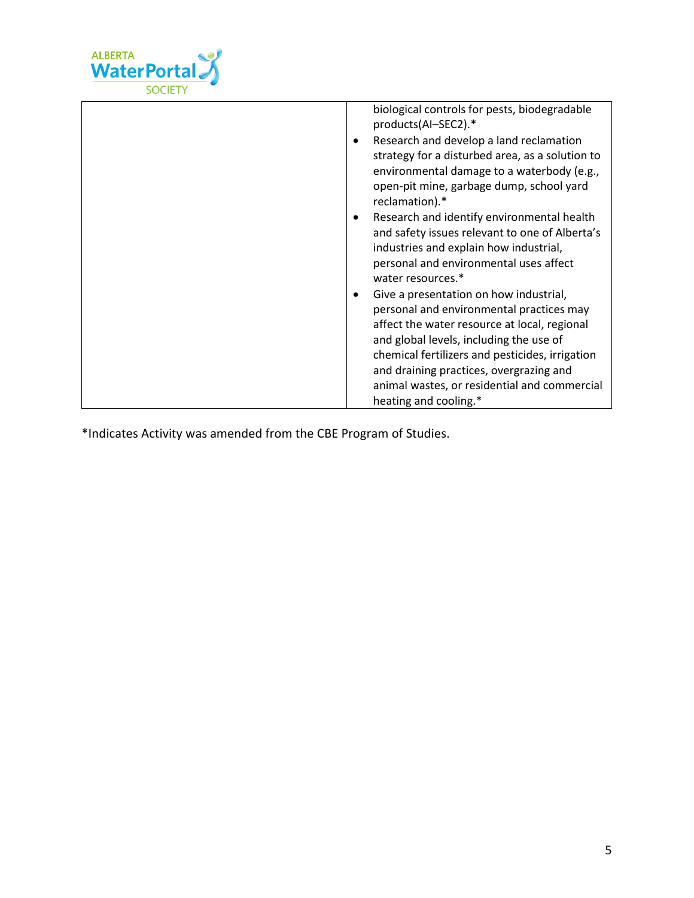| | |
|---|---|
| | biological controls for pests, biodegradable products(AI–SEC2).*<br>• Research and develop a land reclamation strategy for a disturbed area, as a solution to environmental damage to a waterbody (e.g., open-pit mine, garbage dump, school yard reclamation).*<br>• Research and identify environmental health and safety issues relevant to one of Alberta's industries and explain how industrial, personal and environmental uses affect water resources.*<br>• Give a presentation on how industrial, personal and environmental practices may affect the water resource at local, regional and global levels, including the use of chemical fertilizers and pesticides, irrigation and draining practices, overgrazing and animal wastes, or residential and commercial heating and cooling.* |

*Indicates Activity was amended from the CBE Program of Studies.